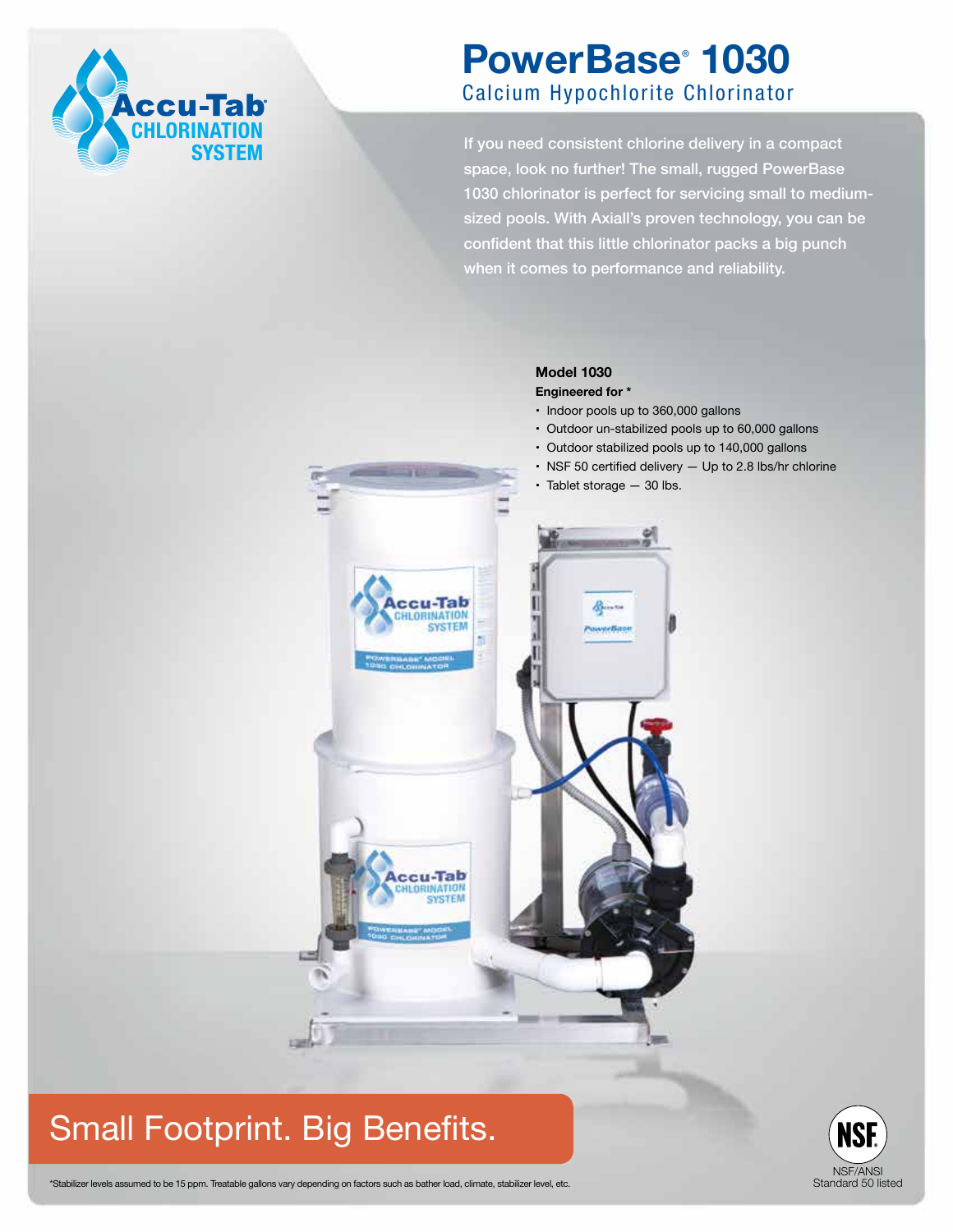Accu-Tab® CHLORINATION SYSTEM

# PowerBase® 1030

## Calcium Hypochlorite Chlorinator

If you need consistent chlorine delivery in a compact space, look no further! The small, rugged PowerBase 1030 chlorinator is perfect for servicing small to medium-sized pools. With Axiall's proven technology, you can be confident that this little chlorinator packs a big punch when it comes to performance and reliability.

**Model 1030**

**Engineered for \***

- Indoor pools up to 360,000 gallons
- Outdoor un-stabilized pools up to 60,000 gallons
- Outdoor stabilized pools up to 140,000 gallons
- NSF 50 certified delivery — Up to 2.8 lbs/hr chlorine
- Tablet storage — 30 lbs.

## Small Footprint. Big Benefits.

NSF/ANSI Standard 50 listed

\*Stabilizer levels assumed to be 15 ppm. Treatable gallons vary depending on factors such as bather load, climate, stabilizer level, etc.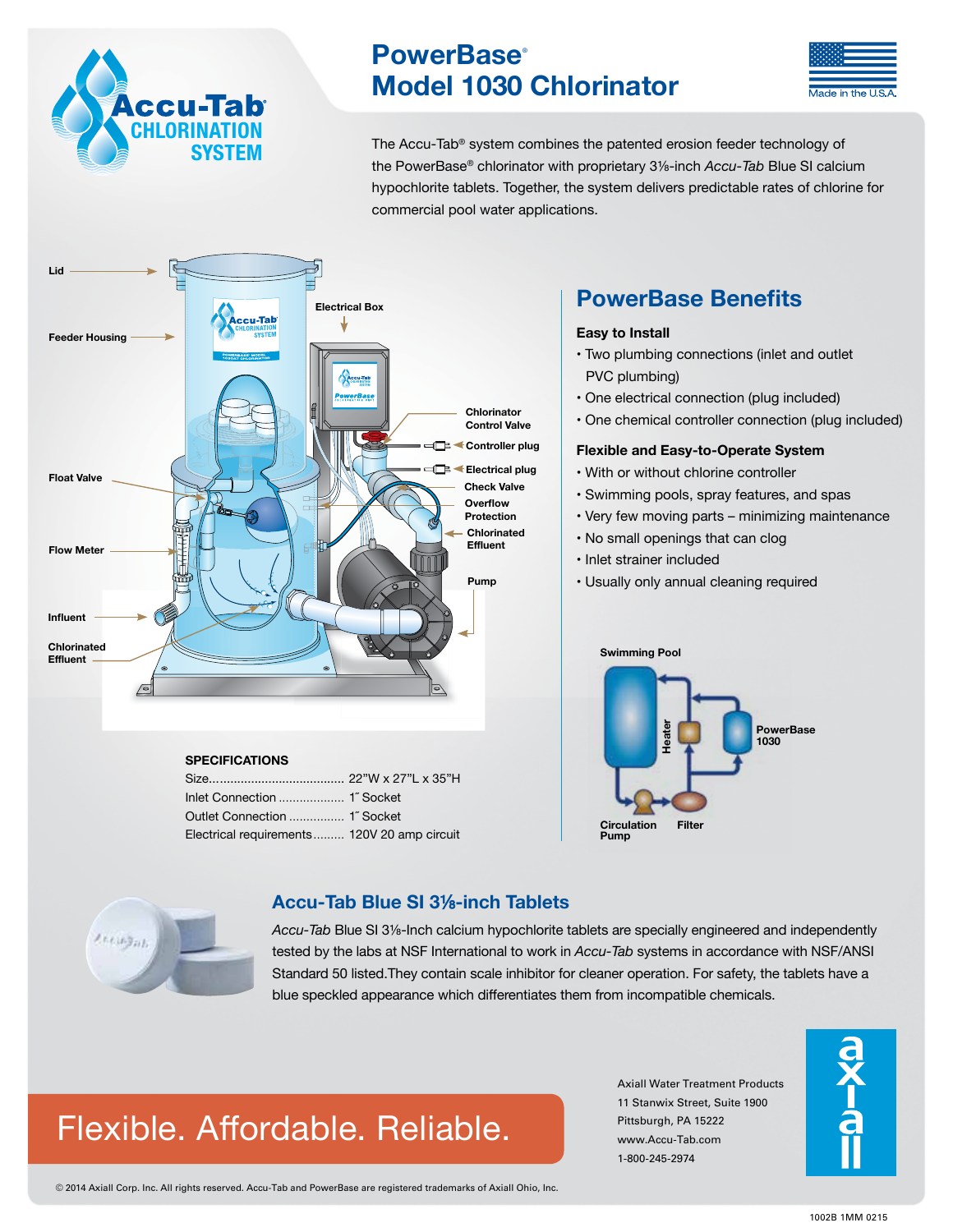# PowerBase® Model 1030 Chlorinator

Made in the U.S.A.

The Accu-Tab® system combines the patented erosion feeder technology of the PowerBase® chlorinator with proprietary 3⅛-inch *Accu-Tab* Blue SI calcium hypochlorite tablets. Together, the system delivers predictable rates of chlorine for commercial pool water applications.

Lid
Feeder Housing
Electrical Box
Chlorinator Control Valve
Controller plug
Electrical plug
Check Valve
Overflow Protection
Chlorinated Effluent
Pump
Float Valve
Flow Meter
Influent
Chlorinated Effluent

## PowerBase Benefits

**Easy to Install**

- Two plumbing connections (inlet and outlet PVC plumbing)
- One electrical connection (plug included)
- One chemical controller connection (plug included)

**Flexible and Easy-to-Operate System**

- With or without chlorine controller
- Swimming pools, spray features, and spas
- Very few moving parts – minimizing maintenance
- No small openings that can clog
- Inlet strainer included
- Usually only annual cleaning required

Swimming Pool
Heater
PowerBase 1030
Circulation Pump
Filter

**SPECIFICATIONS**

| | |
|---|---|
| Size | 22"W x 27"L x 35"H |
| Inlet Connection | 1˝ Socket |
| Outlet Connection | 1˝ Socket |
| Electrical requirements | 120V 20 amp circuit |

## Accu-Tab Blue SI 3⅛-inch Tablets

*Accu-Tab* Blue SI 3⅛-Inch calcium hypochlorite tablets are specially engineered and independently tested by the labs at NSF International to work in *Accu-Tab* systems in accordance with NSF/ANSI Standard 50 listed.They contain scale inhibitor for cleaner operation. For safety, the tablets have a blue speckled appearance which differentiates them from incompatible chemicals.

Flexible. Affordable. Reliable.

Axiall Water Treatment Products
11 Stanwix Street, Suite 1900
Pittsburgh, PA 15222
www.Accu-Tab.com
1-800-245-2974

© 2014 Axiall Corp. Inc. All rights reserved. Accu-Tab and PowerBase are registered trademarks of Axiall Ohio, Inc.

1002B 1MM 0215